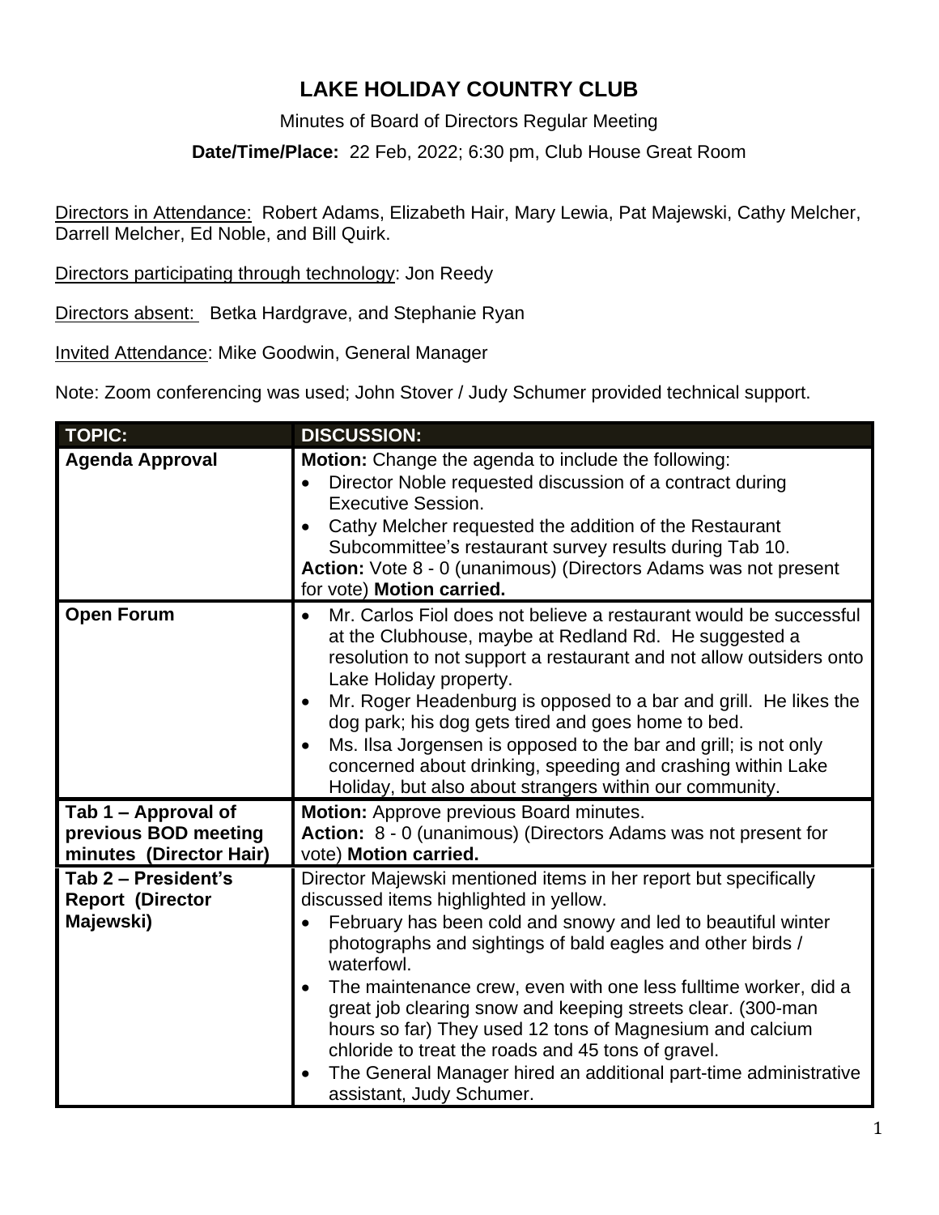# LAKE HOLIDAY COUNTRY CLUB

Minutes of Board of Directors Regular Meeting

**Date/Time/Place:** 22 Feb, 2022; 6:30 pm, Club House Great Room

Directors in Attendance: Robert Adams, Elizabeth Hair, Mary Lewia, Pat Majewski, Cathy Melcher, Darrell Melcher, Ed Noble, and Bill Quirk.

Directors participating through technology: Jon Reedy

Directors absent: Betka Hardgrave, and Stephanie Ryan

Invited Attendance: Mike Goodwin, General Manager

Note: Zoom conferencing was used; John Stover / Judy Schumer provided technical support.

| TOPIC: | DISCUSSION: |
|---|---|
| **Agenda Approval** | **Motion:** Change the agenda to include the following: <br>• Director Noble requested discussion of a contract during Executive Session. <br>• Cathy Melcher requested the addition of the Restaurant Subcommittee's restaurant survey results during Tab 10. <br>**Action:** Vote 8 - 0 (unanimous) (Directors Adams was not present for vote) **Motion carried.** |
| **Open Forum** | • Mr. Carlos Fiol does not believe a restaurant would be successful at the Clubhouse, maybe at Redland Rd. He suggested a resolution to not support a restaurant and not allow outsiders onto Lake Holiday property. <br>• Mr. Roger Headenburg is opposed to a bar and grill. He likes the dog park; his dog gets tired and goes home to bed. <br>• Ms. Ilsa Jorgensen is opposed to the bar and grill; is not only concerned about drinking, speeding and crashing within Lake Holiday, but also about strangers within our community. |
| **Tab 1 – Approval of previous BOD meeting minutes (Director Hair)** | **Motion:** Approve previous Board minutes. <br>**Action:** 8 - 0 (unanimous) (Directors Adams was not present for vote) **Motion carried.** |
| **Tab 2 – President's Report (Director Majewski)** | Director Majewski mentioned items in her report but specifically discussed items highlighted in yellow. <br>• February has been cold and snowy and led to beautiful winter photographs and sightings of bald eagles and other birds / waterfowl. <br>• The maintenance crew, even with one less fulltime worker, did a great job clearing snow and keeping streets clear. (300-man hours so far) They used 12 tons of Magnesium and calcium chloride to treat the roads and 45 tons of gravel. <br>• The General Manager hired an additional part-time administrative assistant, Judy Schumer. |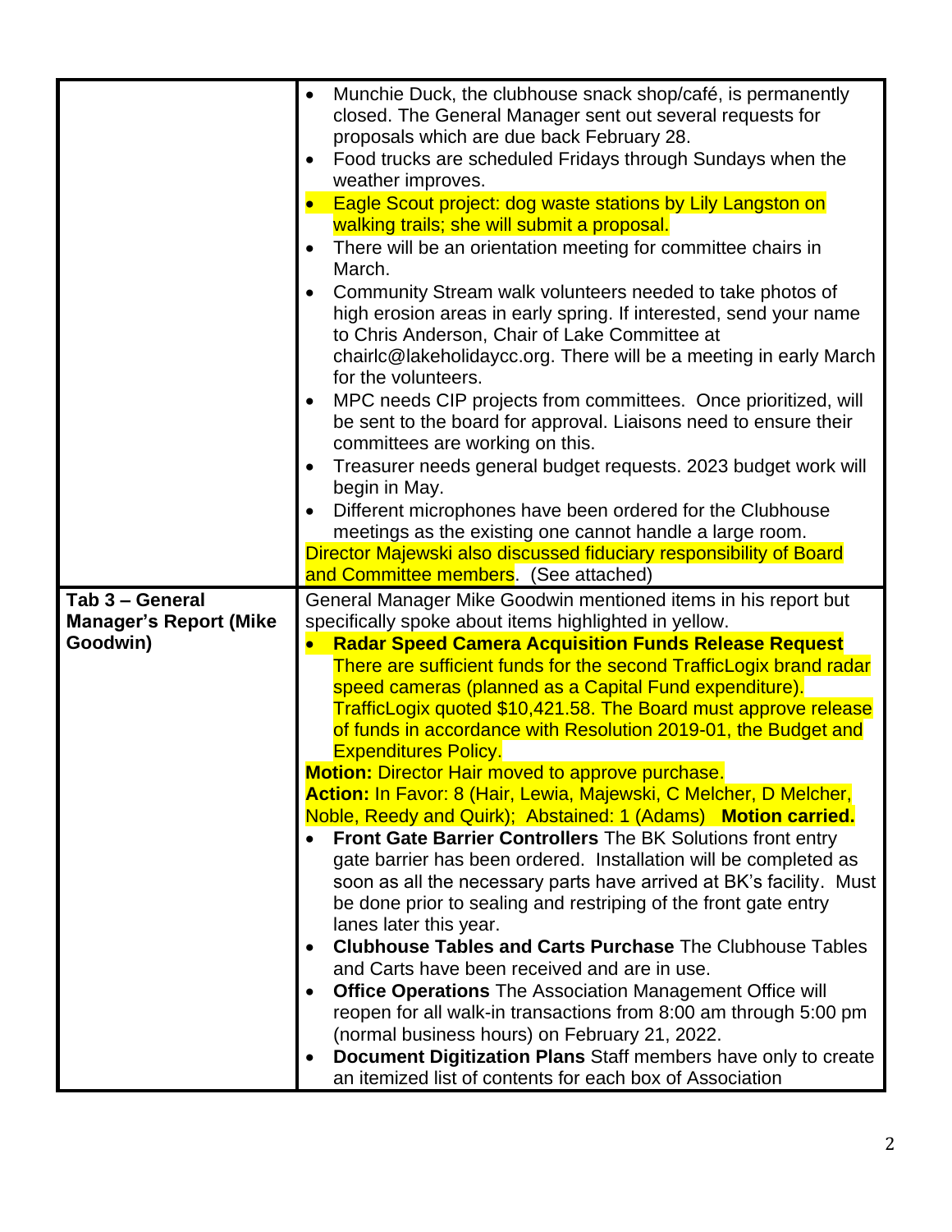| | |
|---|---|
| | • Munchie Duck, the clubhouse snack shop/café, is permanently closed. The General Manager sent out several requests for proposals which are due back February 28.<br>• Food trucks are scheduled Fridays through Sundays when the weather improves.<br>• Eagle Scout project: dog waste stations by Lily Langston on walking trails; she will submit a proposal.<br>• There will be an orientation meeting for committee chairs in March.<br>• Community Stream walk volunteers needed to take photos of high erosion areas in early spring. If interested, send your name to Chris Anderson, Chair of Lake Committee at chairlc@lakeholidaycc.org. There will be a meeting in early March for the volunteers.<br>• MPC needs CIP projects from committees. Once prioritized, will be sent to the board for approval. Liaisons need to ensure their committees are working on this.<br>• Treasurer needs general budget requests. 2023 budget work will begin in May.<br>• Different microphones have been ordered for the Clubhouse meetings as the existing one cannot handle a large room.<br>Director Majewski also discussed fiduciary responsibility of Board and Committee members. (See attached) |
| **Tab 3 – General Manager's Report (Mike Goodwin)** | General Manager Mike Goodwin mentioned items in his report but specifically spoke about items highlighted in yellow.<br>• **Radar Speed Camera Acquisition Funds Release Request** There are sufficient funds for the second TrafficLogix brand radar speed cameras (planned as a Capital Fund expenditure). TrafficLogix quoted $10,421.58. The Board must approve release of funds in accordance with Resolution 2019-01, the Budget and Expenditures Policy.<br>**Motion:** Director Hair moved to approve purchase.<br>**Action:** In Favor: 8 (Hair, Lewia, Majewski, C Melcher, D Melcher, Noble, Reedy and Quirk); Abstained: 1 (Adams) **Motion carried.**<br>• **Front Gate Barrier Controllers** The BK Solutions front entry gate barrier has been ordered. Installation will be completed as soon as all the necessary parts have arrived at BK's facility. Must be done prior to sealing and restriping of the front gate entry lanes later this year.<br>• **Clubhouse Tables and Carts Purchase** The Clubhouse Tables and Carts have been received and are in use.<br>• **Office Operations** The Association Management Office will reopen for all walk-in transactions from 8:00 am through 5:00 pm (normal business hours) on February 21, 2022.<br>• **Document Digitization Plans** Staff members have only to create an itemized list of contents for each box of Association |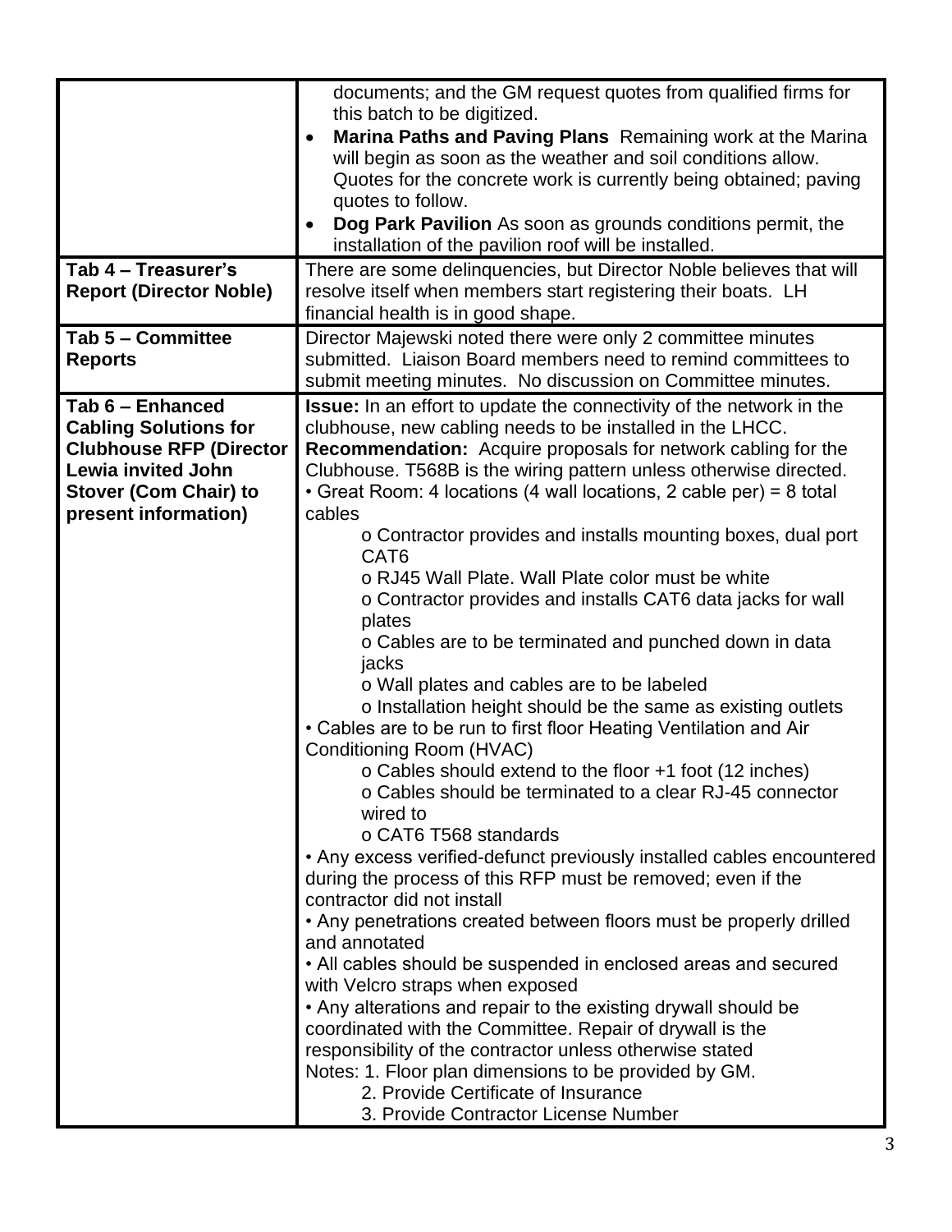| | |
|---|---|
| | documents; and the GM request quotes from qualified firms for this batch to be digitized.<br>• **Marina Paths and Paving Plans** Remaining work at the Marina will begin as soon as the weather and soil conditions allow. Quotes for the concrete work is currently being obtained; paving quotes to follow.<br>• **Dog Park Pavilion** As soon as grounds conditions permit, the installation of the pavilion roof will be installed. |
| **Tab 4 – Treasurer's Report (Director Noble)** | There are some delinquencies, but Director Noble believes that will resolve itself when members start registering their boats. LH financial health is in good shape. |
| **Tab 5 – Committee Reports** | Director Majewski noted there were only 2 committee minutes submitted. Liaison Board members need to remind committees to submit meeting minutes. No discussion on Committee minutes. |
| **Tab 6 – Enhanced Cabling Solutions for Clubhouse RFP (Director Lewia invited John Stover (Com Chair) to present information)** | **Issue:** In an effort to update the connectivity of the network in the clubhouse, new cabling needs to be installed in the LHCC.<br>**Recommendation:** Acquire proposals for network cabling for the Clubhouse. T568B is the wiring pattern unless otherwise directed.<br>• Great Room: 4 locations (4 wall locations, 2 cable per) = 8 total cables<br>o Contractor provides and installs mounting boxes, dual port CAT6<br>o RJ45 Wall Plate. Wall Plate color must be white<br>o Contractor provides and installs CAT6 data jacks for wall plates<br>o Cables are to be terminated and punched down in data jacks<br>o Wall plates and cables are to be labeled<br>o Installation height should be the same as existing outlets<br>• Cables are to be run to first floor Heating Ventilation and Air Conditioning Room (HVAC)<br>o Cables should extend to the floor +1 foot (12 inches)<br>o Cables should be terminated to a clear RJ-45 connector wired to<br>o CAT6 T568 standards<br>• Any excess verified-defunct previously installed cables encountered during the process of this RFP must be removed; even if the contractor did not install<br>• Any penetrations created between floors must be properly drilled and annotated<br>• All cables should be suspended in enclosed areas and secured with Velcro straps when exposed<br>• Any alterations and repair to the existing drywall should be coordinated with the Committee. Repair of drywall is the responsibility of the contractor unless otherwise stated<br>Notes: 1. Floor plan dimensions to be provided by GM.<br>2. Provide Certificate of Insurance<br>3. Provide Contractor License Number |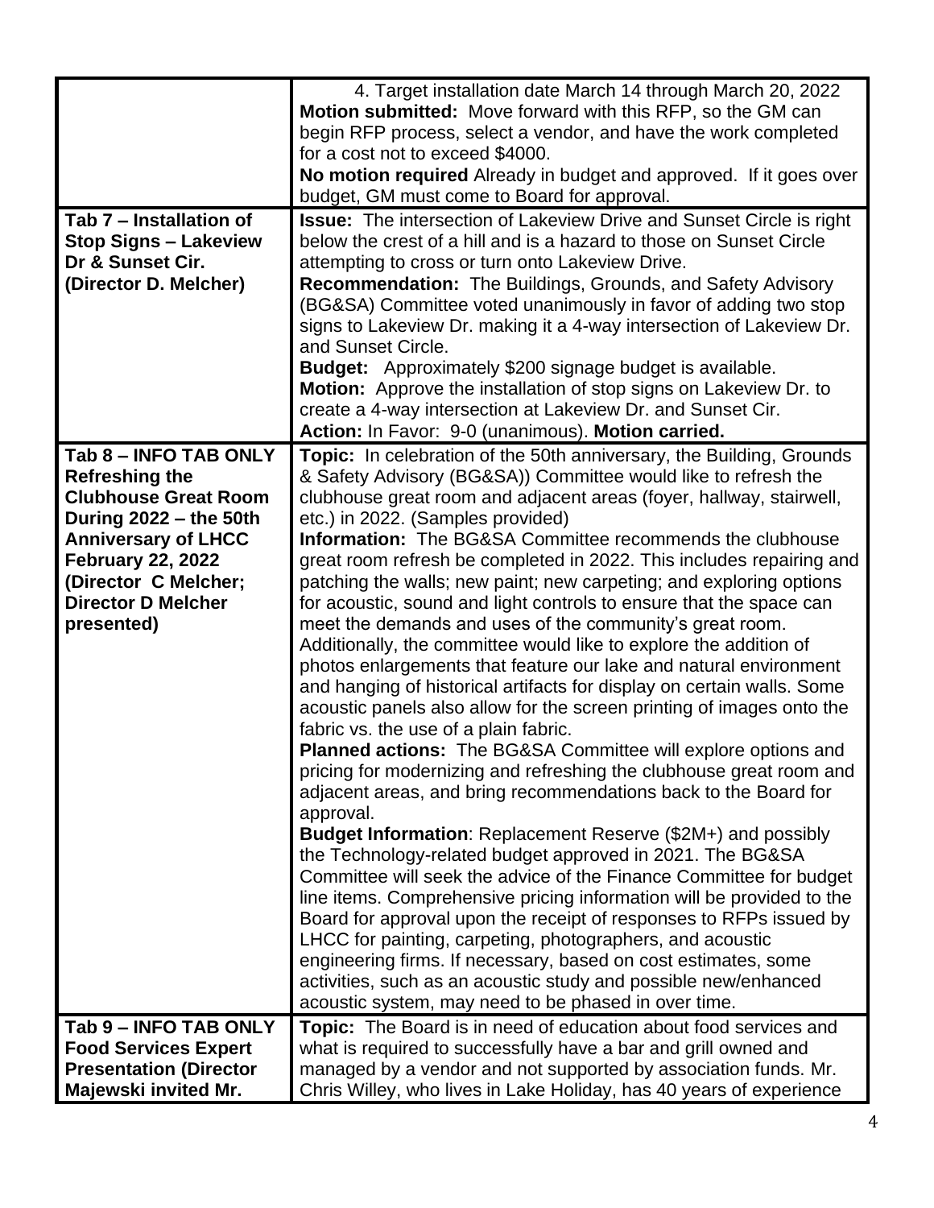| | |
|---|---|
| | 4. Target installation date March 14 through March 20, 2022<br>**Motion submitted:** Move forward with this RFP, so the GM can begin RFP process, select a vendor, and have the work completed for a cost not to exceed $4000.<br>**No motion required** Already in budget and approved. If it goes over budget, GM must come to Board for approval. |
| **Tab 7 – Installation of Stop Signs – Lakeview Dr & Sunset Cir. (Director D. Melcher)** | **Issue:** The intersection of Lakeview Drive and Sunset Circle is right below the crest of a hill and is a hazard to those on Sunset Circle attempting to cross or turn onto Lakeview Drive.<br>**Recommendation:** The Buildings, Grounds, and Safety Advisory (BG&SA) Committee voted unanimously in favor of adding two stop signs to Lakeview Dr. making it a 4-way intersection of Lakeview Dr. and Sunset Circle.<br>**Budget:** Approximately $200 signage budget is available.<br>**Motion:** Approve the installation of stop signs on Lakeview Dr. to create a 4-way intersection at Lakeview Dr. and Sunset Cir.<br>**Action:** In Favor: 9-0 (unanimous). **Motion carried.** |
| **Tab 8 – INFO TAB ONLY Refreshing the Clubhouse Great Room During 2022 – the 50th Anniversary of LHCC February 22, 2022 (Director C Melcher; Director D Melcher presented)** | **Topic:** In celebration of the 50th anniversary, the Building, Grounds & Safety Advisory (BG&SA)) Committee would like to refresh the clubhouse great room and adjacent areas (foyer, hallway, stairwell, etc.) in 2022. (Samples provided)<br>**Information:** The BG&SA Committee recommends the clubhouse great room refresh be completed in 2022. This includes repairing and patching the walls; new paint; new carpeting; and exploring options for acoustic, sound and light controls to ensure that the space can meet the demands and uses of the community's great room. Additionally, the committee would like to explore the addition of photos enlargements that feature our lake and natural environment and hanging of historical artifacts for display on certain walls. Some acoustic panels also allow for the screen printing of images onto the fabric vs. the use of a plain fabric.<br>**Planned actions:** The BG&SA Committee will explore options and pricing for modernizing and refreshing the clubhouse great room and adjacent areas, and bring recommendations back to the Board for approval.<br>**Budget Information**: Replacement Reserve ($2M+) and possibly the Technology-related budget approved in 2021. The BG&SA Committee will seek the advice of the Finance Committee for budget line items. Comprehensive pricing information will be provided to the Board for approval upon the receipt of responses to RFPs issued by LHCC for painting, carpeting, photographers, and acoustic engineering firms. If necessary, based on cost estimates, some activities, such as an acoustic study and possible new/enhanced acoustic system, may need to be phased in over time. |
| **Tab 9 – INFO TAB ONLY Food Services Expert Presentation (Director Majewski invited Mr.** | **Topic:** The Board is in need of education about food services and what is required to successfully have a bar and grill owned and managed by a vendor and not supported by association funds. Mr. Chris Willey, who lives in Lake Holiday, has 40 years of experience |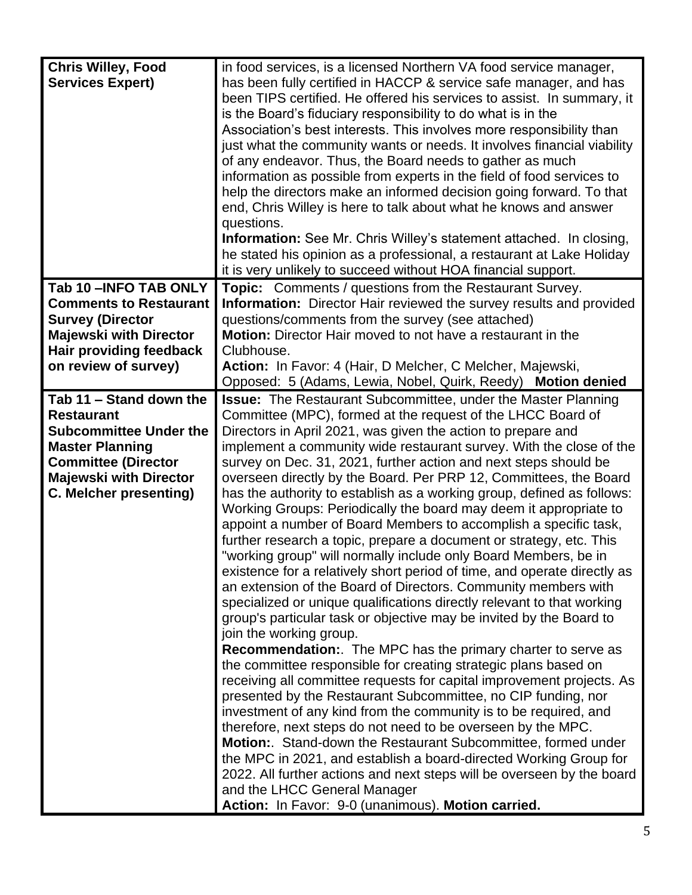| | |
|---|---|
| **Chris Willey, Food Services Expert)** | in food services, is a licensed Northern VA food service manager, has been fully certified in HACCP & service safe manager, and has been TIPS certified. He offered his services to assist. In summary, it is the Board's fiduciary responsibility to do what is in the Association's best interests. This involves more responsibility than just what the community wants or needs. It involves financial viability of any endeavor. Thus, the Board needs to gather as much information as possible from experts in the field of food services to help the directors make an informed decision going forward. To that end, Chris Willey is here to talk about what he knows and answer questions.<br>**Information:** See Mr. Chris Willey's statement attached. In closing, he stated his opinion as a professional, a restaurant at Lake Holiday it is very unlikely to succeed without HOA financial support. |
| **Tab 10 –INFO TAB ONLY Comments to Restaurant Survey (Director Majewski with Director Hair providing feedback on review of survey)** | **Topic:** Comments / questions from the Restaurant Survey.<br>**Information:** Director Hair reviewed the survey results and provided questions/comments from the survey (see attached)<br>**Motion:** Director Hair moved to not have a restaurant in the Clubhouse.<br>**Action:** In Favor: 4 (Hair, D Melcher, C Melcher, Majewski, Opposed: 5 (Adams, Lewia, Nobel, Quirk, Reedy) **Motion denied** |
| **Tab 11 – Stand down the Restaurant Subcommittee Under the Master Planning Committee (Director Majewski with Director C. Melcher presenting)** | **Issue:** The Restaurant Subcommittee, under the Master Planning Committee (MPC), formed at the request of the LHCC Board of Directors in April 2021, was given the action to prepare and implement a community wide restaurant survey. With the close of the survey on Dec. 31, 2021, further action and next steps should be overseen directly by the Board. Per PRP 12, Committees, the Board has the authority to establish as a working group, defined as follows: Working Groups: Periodically the board may deem it appropriate to appoint a number of Board Members to accomplish a specific task, further research a topic, prepare a document or strategy, etc. This "working group" will normally include only Board Members, be in existence for a relatively short period of time, and operate directly as an extension of the Board of Directors. Community members with specialized or unique qualifications directly relevant to that working group's particular task or objective may be invited by the Board to join the working group.<br>**Recommendation:**. The MPC has the primary charter to serve as the committee responsible for creating strategic plans based on receiving all committee requests for capital improvement projects. As presented by the Restaurant Subcommittee, no CIP funding, nor investment of any kind from the community is to be required, and therefore, next steps do not need to be overseen by the MPC.<br>**Motion:**. Stand-down the Restaurant Subcommittee, formed under the MPC in 2021, and establish a board-directed Working Group for 2022. All further actions and next steps will be overseen by the board and the LHCC General Manager<br>**Action:** In Favor: 9-0 (unanimous). **Motion carried.** |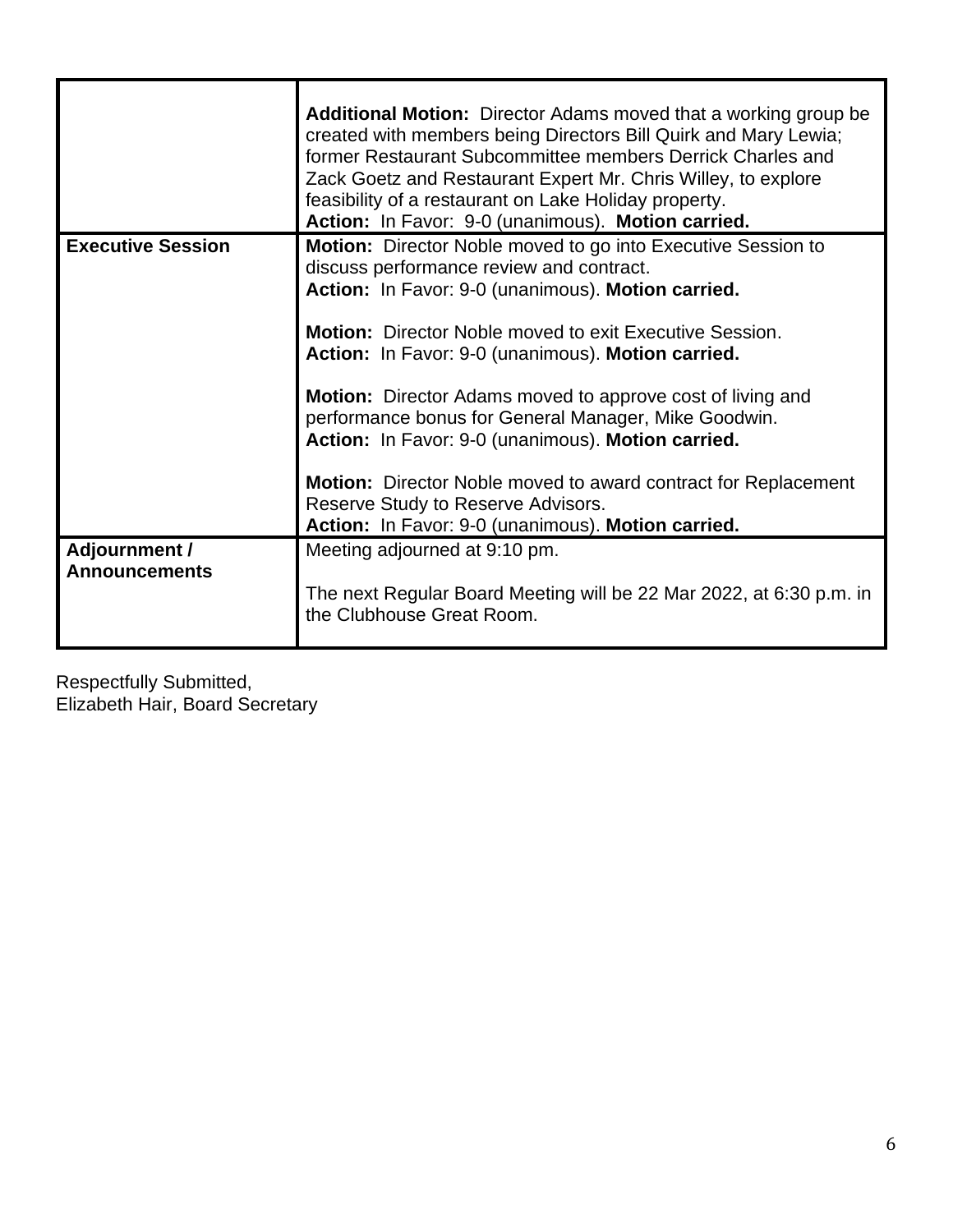| | |
|---|---|
| | **Additional Motion:** Director Adams moved that a working group be created with members being Directors Bill Quirk and Mary Lewia; former Restaurant Subcommittee members Derrick Charles and Zack Goetz and Restaurant Expert Mr. Chris Willey, to explore feasibility of a restaurant on Lake Holiday property.<br>**Action:** In Favor: 9-0 (unanimous). **Motion carried.** |
| **Executive Session** | **Motion:** Director Noble moved to go into Executive Session to discuss performance review and contract.<br>**Action:** In Favor: 9-0 (unanimous). **Motion carried.**<br><br>**Motion:** Director Noble moved to exit Executive Session.<br>**Action:** In Favor: 9-0 (unanimous). **Motion carried.**<br><br>**Motion:** Director Adams moved to approve cost of living and performance bonus for General Manager, Mike Goodwin.<br>**Action:** In Favor: 9-0 (unanimous). **Motion carried.**<br><br>**Motion:** Director Noble moved to award contract for Replacement Reserve Study to Reserve Advisors.<br>**Action:** In Favor: 9-0 (unanimous). **Motion carried.** |
| **Adjournment / Announcements** | Meeting adjourned at 9:10 pm.<br><br>The next Regular Board Meeting will be 22 Mar 2022, at 6:30 p.m. in the Clubhouse Great Room. |

Respectfully Submitted,
Elizabeth Hair, Board Secretary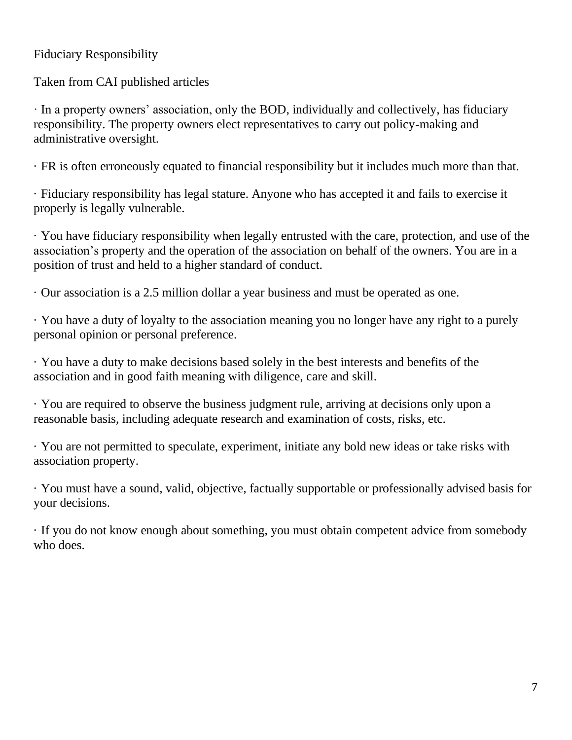Fiduciary Responsibility

Taken from CAI published articles

- In a property owners' association, only the BOD, individually and collectively, has fiduciary responsibility. The property owners elect representatives to carry out policy-making and administrative oversight.

- FR is often erroneously equated to financial responsibility but it includes much more than that.

- Fiduciary responsibility has legal stature. Anyone who has accepted it and fails to exercise it properly is legally vulnerable.

- You have fiduciary responsibility when legally entrusted with the care, protection, and use of the association's property and the operation of the association on behalf of the owners. You are in a position of trust and held to a higher standard of conduct.

- Our association is a 2.5 million dollar a year business and must be operated as one.

- You have a duty of loyalty to the association meaning you no longer have any right to a purely personal opinion or personal preference.

- You have a duty to make decisions based solely in the best interests and benefits of the association and in good faith meaning with diligence, care and skill.

- You are required to observe the business judgment rule, arriving at decisions only upon a reasonable basis, including adequate research and examination of costs, risks, etc.

- You are not permitted to speculate, experiment, initiate any bold new ideas or take risks with association property.

- You must have a sound, valid, objective, factually supportable or professionally advised basis for your decisions.

- If you do not know enough about something, you must obtain competent advice from somebody who does.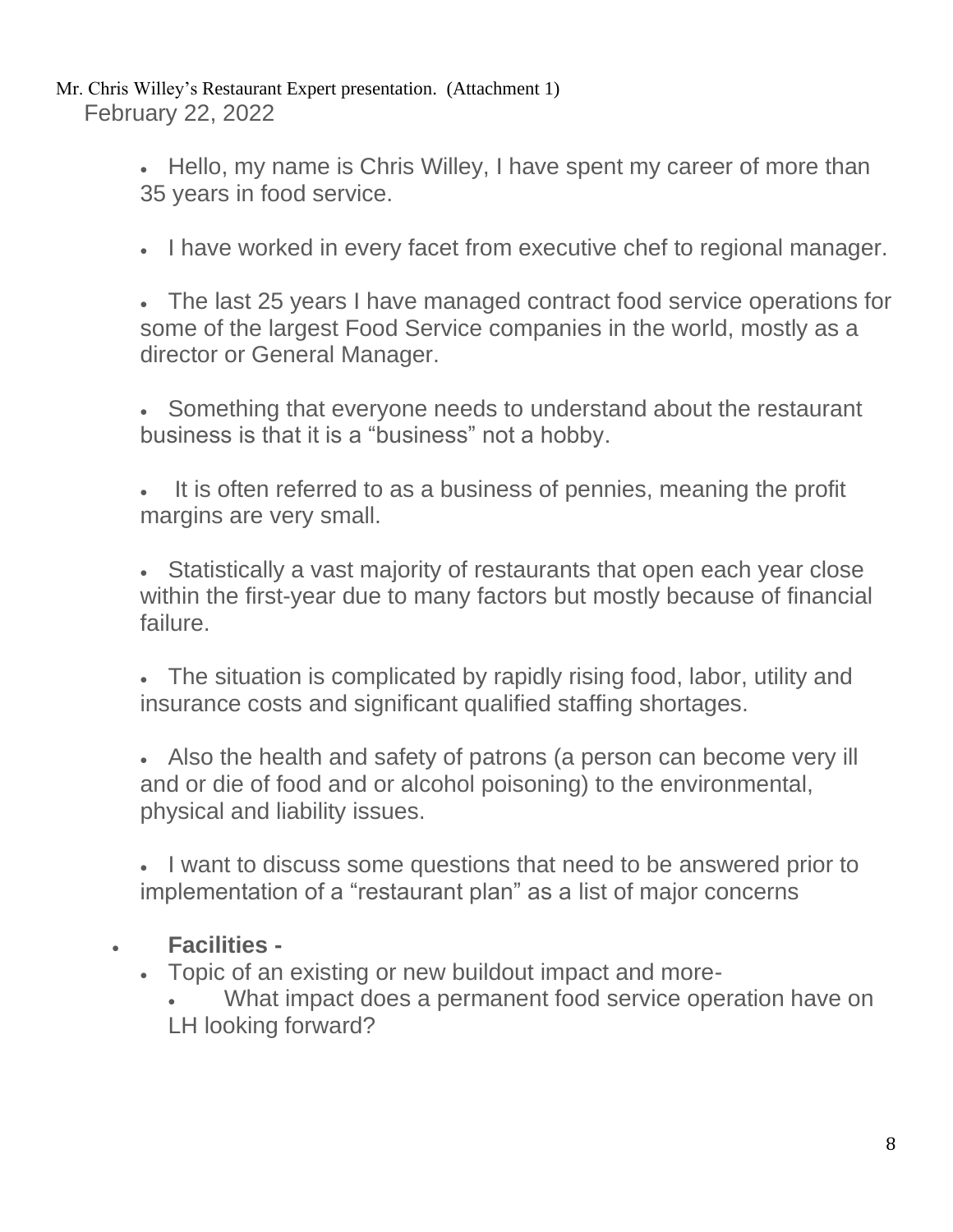Mr. Chris Willey's Restaurant Expert presentation. (Attachment 1)
February 22, 2022

- Hello, my name is Chris Willey, I have spent my career of more than 35 years in food service.
- I have worked in every facet from executive chef to regional manager.
- The last 25 years I have managed contract food service operations for some of the largest Food Service companies in the world, mostly as a director or General Manager.
- Something that everyone needs to understand about the restaurant business is that it is a "business" not a hobby.
- It is often referred to as a business of pennies, meaning the profit margins are very small.
- Statistically a vast majority of restaurants that open each year close within the first-year due to many factors but mostly because of financial failure.
- The situation is complicated by rapidly rising food, labor, utility and insurance costs and significant qualified staffing shortages.
- Also the health and safety of patrons (a person can become very ill and or die of food and or alcohol poisoning) to the environmental, physical and liability issues.
- I want to discuss some questions that need to be answered prior to implementation of a "restaurant plan" as a list of major concerns

- **Facilities -**
  - Topic of an existing or new buildout impact and more-
    - What impact does a permanent food service operation have on LH looking forward?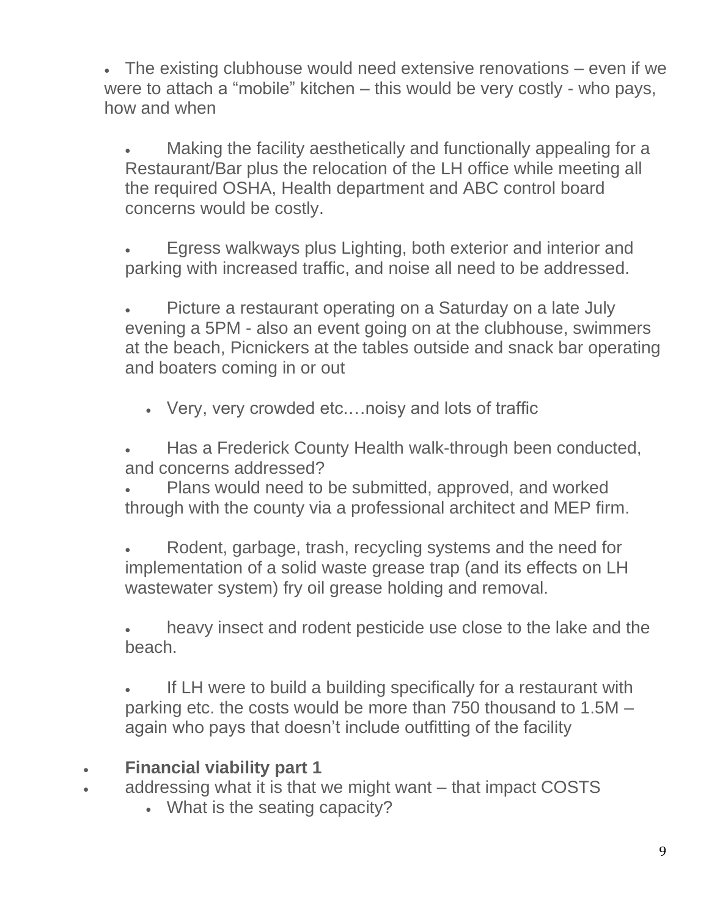- The existing clubhouse would need extensive renovations – even if we were to attach a "mobile" kitchen – this would be very costly - who pays, how and when

  - Making the facility aesthetically and functionally appealing for a Restaurant/Bar plus the relocation of the LH office while meeting all the required OSHA, Health department and ABC control board concerns would be costly.

  - Egress walkways plus Lighting, both exterior and interior and parking with increased traffic, and noise all need to be addressed.

  - Picture a restaurant operating on a Saturday on a late July evening a 5PM - also an event going on at the clubhouse, swimmers at the beach, Picnickers at the tables outside and snack bar operating and boaters coming in or out

    - Very, very crowded etc.…noisy and lots of traffic

  - Has a Frederick County Health walk-through been conducted, and concerns addressed?
  - Plans would need to be submitted, approved, and worked through with the county via a professional architect and MEP firm.

  - Rodent, garbage, trash, recycling systems and the need for implementation of a solid waste grease trap (and its effects on LH wastewater system) fry oil grease holding and removal.

  - heavy insect and rodent pesticide use close to the lake and the beach.

  - If LH were to build a building specifically for a restaurant with parking etc. the costs would be more than 750 thousand to 1.5M – again who pays that doesn't include outfitting of the facility

- **Financial viability part 1**
- addressing what it is that we might want – that impact COSTS
  - What is the seating capacity?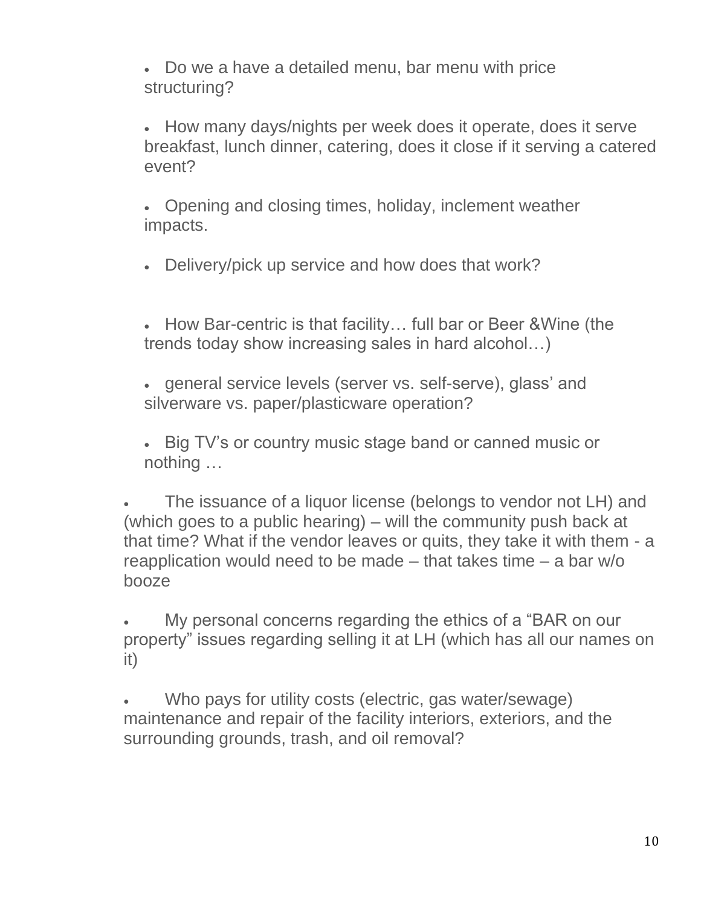- Do we a have a detailed menu, bar menu with price structuring?

- How many days/nights per week does it operate, does it serve breakfast, lunch dinner, catering, does it close if it serving a catered event?

- Opening and closing times, holiday, inclement weather impacts.

- Delivery/pick up service and how does that work?

- How Bar-centric is that facility… full bar or Beer &Wine (the trends today show increasing sales in hard alcohol…)

- general service levels (server vs. self-serve), glass' and silverware vs. paper/plasticware operation?

- Big TV's or country music stage band or canned music or nothing …

- The issuance of a liquor license (belongs to vendor not LH) and (which goes to a public hearing) – will the community push back at that time? What if the vendor leaves or quits, they take it with them - a reapplication would need to be made – that takes time – a bar w/o booze

- My personal concerns regarding the ethics of a "BAR on our property" issues regarding selling it at LH (which has all our names on it)

- Who pays for utility costs (electric, gas water/sewage) maintenance and repair of the facility interiors, exteriors, and the surrounding grounds, trash, and oil removal?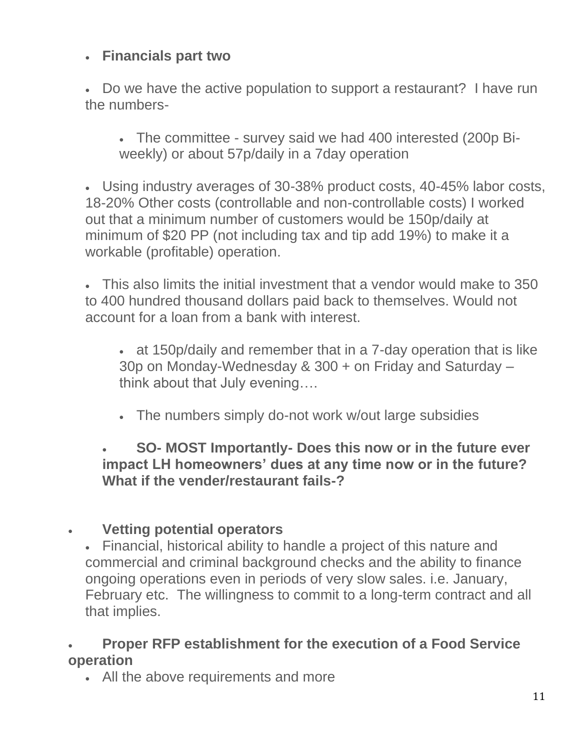- **Financials part two**

- Do we have the active population to support a restaurant? I have run the numbers-

    - The committee - survey said we had 400 interested (200p Bi-weekly) or about 57p/daily in a 7day operation

- Using industry averages of 30-38% product costs, 40-45% labor costs, 18-20% Other costs (controllable and non-controllable costs) I worked out that a minimum number of customers would be 150p/daily at minimum of $20 PP (not including tax and tip add 19%) to make it a workable (profitable) operation.

- This also limits the initial investment that a vendor would make to 350 to 400 hundred thousand dollars paid back to themselves. Would not account for a loan from a bank with interest.

    - at 150p/daily and remember that in a 7-day operation that is like 30p on Monday-Wednesday & 300 + on Friday and Saturday – think about that July evening….

    - The numbers simply do-not work w/out large subsidies

  - **SO- MOST Importantly- Does this now or in the future ever impact LH homeowners' dues at any time now or in the future? What if the vender/restaurant fails-?**

- **Vetting potential operators**
  - Financial, historical ability to handle a project of this nature and commercial and criminal background checks and the ability to finance ongoing operations even in periods of very slow sales. i.e. January, February etc. The willingness to commit to a long-term contract and all that implies.

- **Proper RFP establishment for the execution of a Food Service operation**
  - All the above requirements and more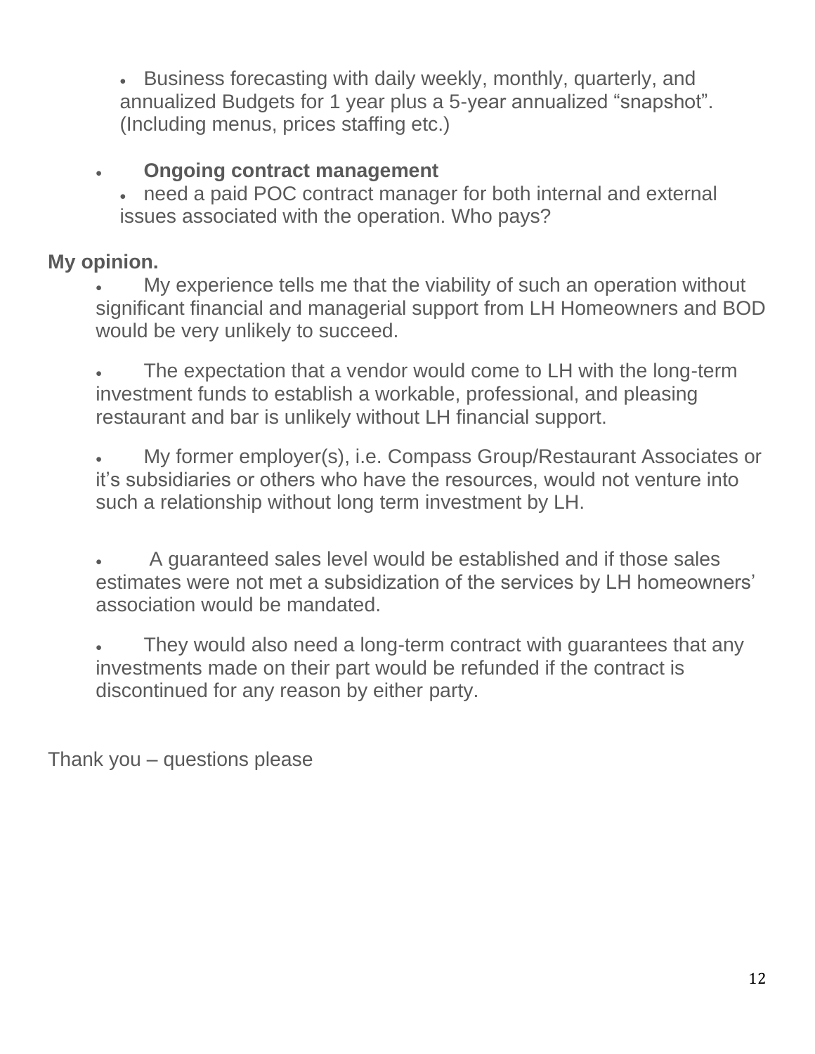- Business forecasting with daily weekly, monthly, quarterly, and annualized Budgets for 1 year plus a 5-year annualized "snapshot". (Including menus, prices staffing etc.)

- **Ongoing contract management**
  - need a paid POC contract manager for both internal and external issues associated with the operation. Who pays?

**My opinion.**

- My experience tells me that the viability of such an operation without significant financial and managerial support from LH Homeowners and BOD would be very unlikely to succeed.

- The expectation that a vendor would come to LH with the long-term investment funds to establish a workable, professional, and pleasing restaurant and bar is unlikely without LH financial support.

- My former employer(s), i.e. Compass Group/Restaurant Associates or it's subsidiaries or others who have the resources, would not venture into such a relationship without long term investment by LH.

- A guaranteed sales level would be established and if those sales estimates were not met a subsidization of the services by LH homeowners' association would be mandated.

- They would also need a long-term contract with guarantees that any investments made on their part would be refunded if the contract is discontinued for any reason by either party.

Thank you – questions please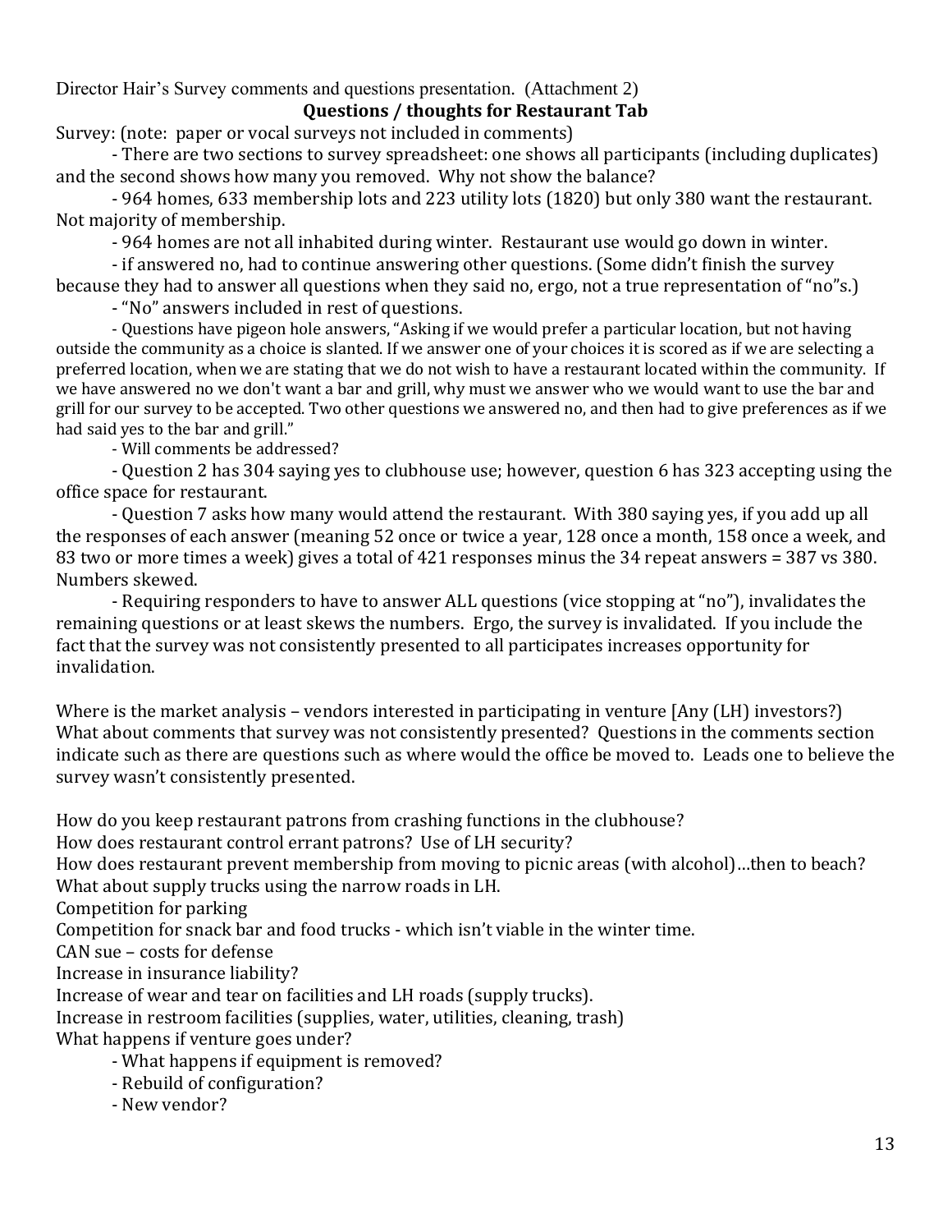Director Hair's Survey comments and questions presentation. (Attachment 2)

## Questions / thoughts for Restaurant Tab

Survey: (note: paper or vocal surveys not included in comments)

- There are two sections to survey spreadsheet: one shows all participants (including duplicates) and the second shows how many you removed. Why not show the balance?
- 964 homes, 633 membership lots and 223 utility lots (1820) but only 380 want the restaurant. Not majority of membership.
- 964 homes are not all inhabited during winter. Restaurant use would go down in winter.
- if answered no, had to continue answering other questions. (Some didn't finish the survey because they had to answer all questions when they said no, ergo, not a true representation of "no"s.)
- "No" answers included in rest of questions.
- Questions have pigeon hole answers, "Asking if we would prefer a particular location, but not having outside the community as a choice is slanted. If we answer one of your choices it is scored as if we are selecting a preferred location, when we are stating that we do not wish to have a restaurant located within the community. If we have answered no we don't want a bar and grill, why must we answer who we would want to use the bar and grill for our survey to be accepted. Two other questions we answered no, and then had to give preferences as if we had said yes to the bar and grill."
- Will comments be addressed?
- Question 2 has 304 saying yes to clubhouse use; however, question 6 has 323 accepting using the office space for restaurant.
- Question 7 asks how many would attend the restaurant. With 380 saying yes, if you add up all the responses of each answer (meaning 52 once or twice a year, 128 once a month, 158 once a week, and 83 two or more times a week) gives a total of 421 responses minus the 34 repeat answers = 387 vs 380. Numbers skewed.
- Requiring responders to have to answer ALL questions (vice stopping at "no"), invalidates the remaining questions or at least skews the numbers. Ergo, the survey is invalidated. If you include the fact that the survey was not consistently presented to all participates increases opportunity for invalidation.

Where is the market analysis – vendors interested in participating in venture [Any (LH) investors?)
What about comments that survey was not consistently presented? Questions in the comments section indicate such as there are questions such as where would the office be moved to. Leads one to believe the survey wasn't consistently presented.

How do you keep restaurant patrons from crashing functions in the clubhouse?
How does restaurant control errant patrons? Use of LH security?
How does restaurant prevent membership from moving to picnic areas (with alcohol)…then to beach?
What about supply trucks using the narrow roads in LH.
Competition for parking
Competition for snack bar and food trucks - which isn't viable in the winter time.
CAN sue – costs for defense
Increase in insurance liability?
Increase of wear and tear on facilities and LH roads (supply trucks).
Increase in restroom facilities (supplies, water, utilities, cleaning, trash)
What happens if venture goes under?

- What happens if equipment is removed?
- Rebuild of configuration?
- New vendor?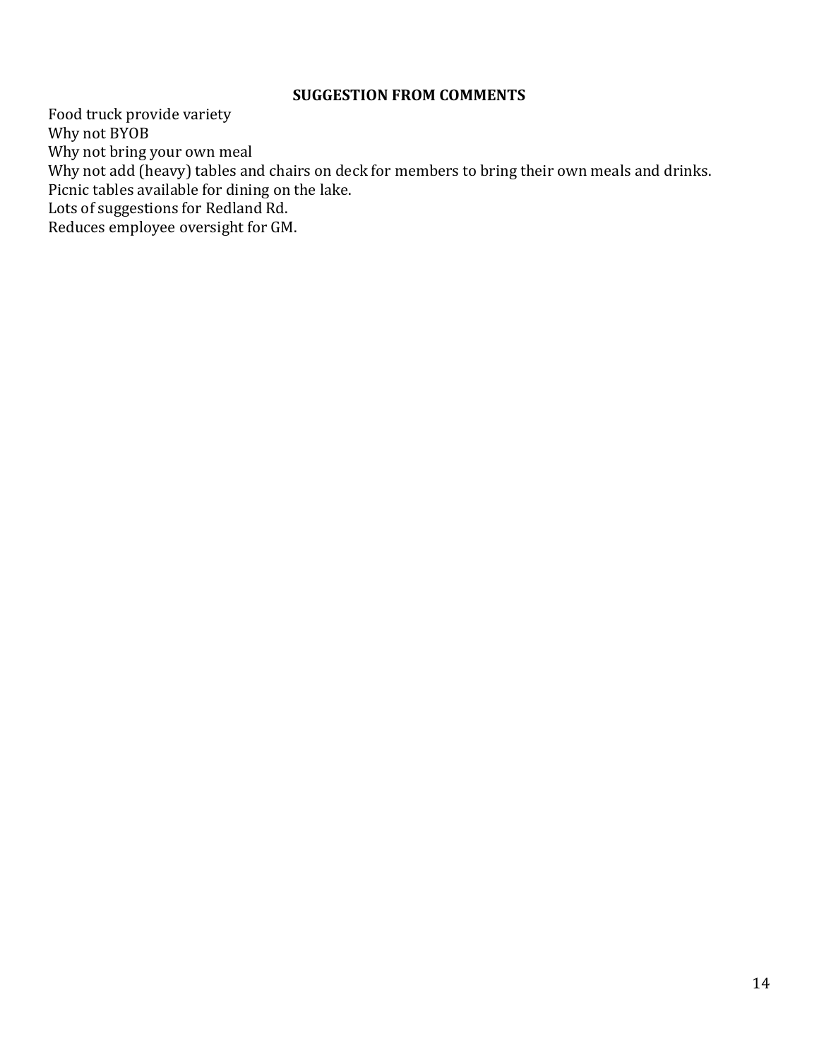**SUGGESTION FROM COMMENTS**

Food truck provide variety
Why not BYOB
Why not bring your own meal
Why not add (heavy) tables and chairs on deck for members to bring their own meals and drinks.
Picnic tables available for dining on the lake.
Lots of suggestions for Redland Rd.
Reduces employee oversight for GM.